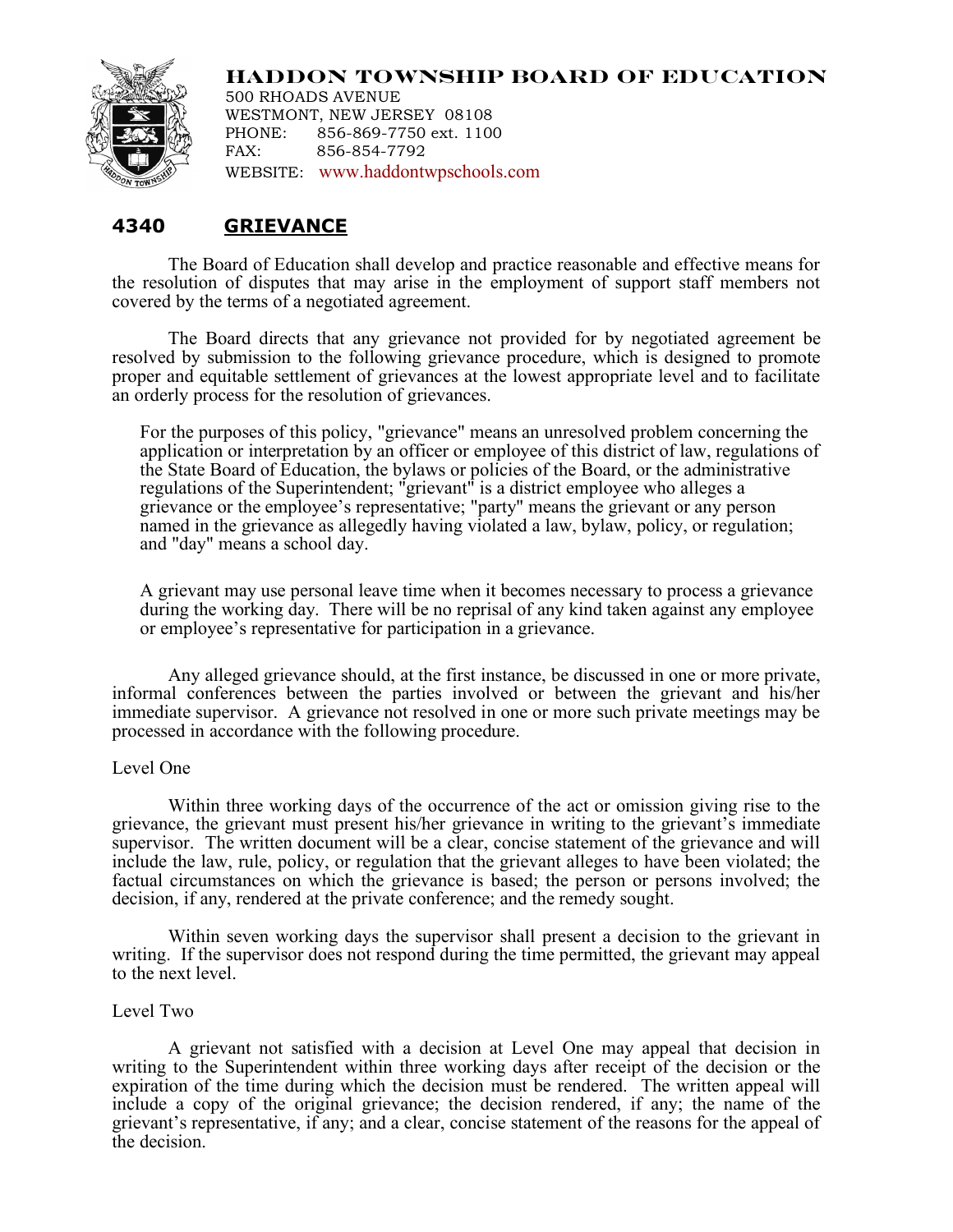# HADDON TOWNSHIP BOARD OF EDUCATION

500 RHOADS AVENUE
WESTMONT, NEW JERSEY 08108
PHONE: 856-869-7750 ext. 1100
FAX: 856-854-7792
WEBSITE: www.haddontwpschools.com

## 4340 GRIEVANCE

The Board of Education shall develop and practice reasonable and effective means for the resolution of disputes that may arise in the employment of support staff members not covered by the terms of a negotiated agreement.

The Board directs that any grievance not provided for by negotiated agreement be resolved by submission to the following grievance procedure, which is designed to promote proper and equitable settlement of grievances at the lowest appropriate level and to facilitate an orderly process for the resolution of grievances.

For the purposes of this policy, "grievance" means an unresolved problem concerning the application or interpretation by an officer or employee of this district of law, regulations of the State Board of Education, the bylaws or policies of the Board, or the administrative regulations of the Superintendent; "grievant" is a district employee who alleges a grievance or the employee's representative; "party" means the grievant or any person named in the grievance as allegedly having violated a law, bylaw, policy, or regulation; and "day" means a school day.

A grievant may use personal leave time when it becomes necessary to process a grievance during the working day. There will be no reprisal of any kind taken against any employee or employee's representative for participation in a grievance.

Any alleged grievance should, at the first instance, be discussed in one or more private, informal conferences between the parties involved or between the grievant and his/her immediate supervisor. A grievance not resolved in one or more such private meetings may be processed in accordance with the following procedure.

Level One

Within three working days of the occurrence of the act or omission giving rise to the grievance, the grievant must present his/her grievance in writing to the grievant's immediate supervisor. The written document will be a clear, concise statement of the grievance and will include the law, rule, policy, or regulation that the grievant alleges to have been violated; the factual circumstances on which the grievance is based; the person or persons involved; the decision, if any, rendered at the private conference; and the remedy sought.

Within seven working days the supervisor shall present a decision to the grievant in writing. If the supervisor does not respond during the time permitted, the grievant may appeal to the next level.

Level Two

A grievant not satisfied with a decision at Level One may appeal that decision in writing to the Superintendent within three working days after receipt of the decision or the expiration of the time during which the decision must be rendered. The written appeal will include a copy of the original grievance; the decision rendered, if any; the name of the grievant's representative, if any; and a clear, concise statement of the reasons for the appeal of the decision.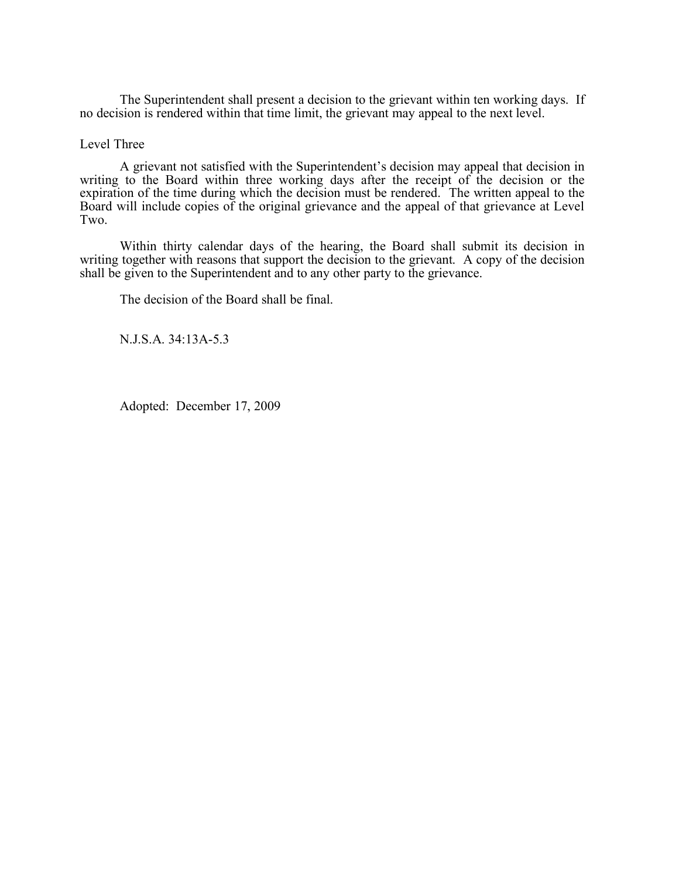The Superintendent shall present a decision to the grievant within ten working days. If no decision is rendered within that time limit, the grievant may appeal to the next level.

Level Three

A grievant not satisfied with the Superintendent's decision may appeal that decision in writing to the Board within three working days after the receipt of the decision or the expiration of the time during which the decision must be rendered. The written appeal to the Board will include copies of the original grievance and the appeal of that grievance at Level Two.

Within thirty calendar days of the hearing, the Board shall submit its decision in writing together with reasons that support the decision to the grievant. A copy of the decision shall be given to the Superintendent and to any other party to the grievance.

The decision of the Board shall be final.

N.J.S.A. 34:13A-5.3

Adopted: December 17, 2009